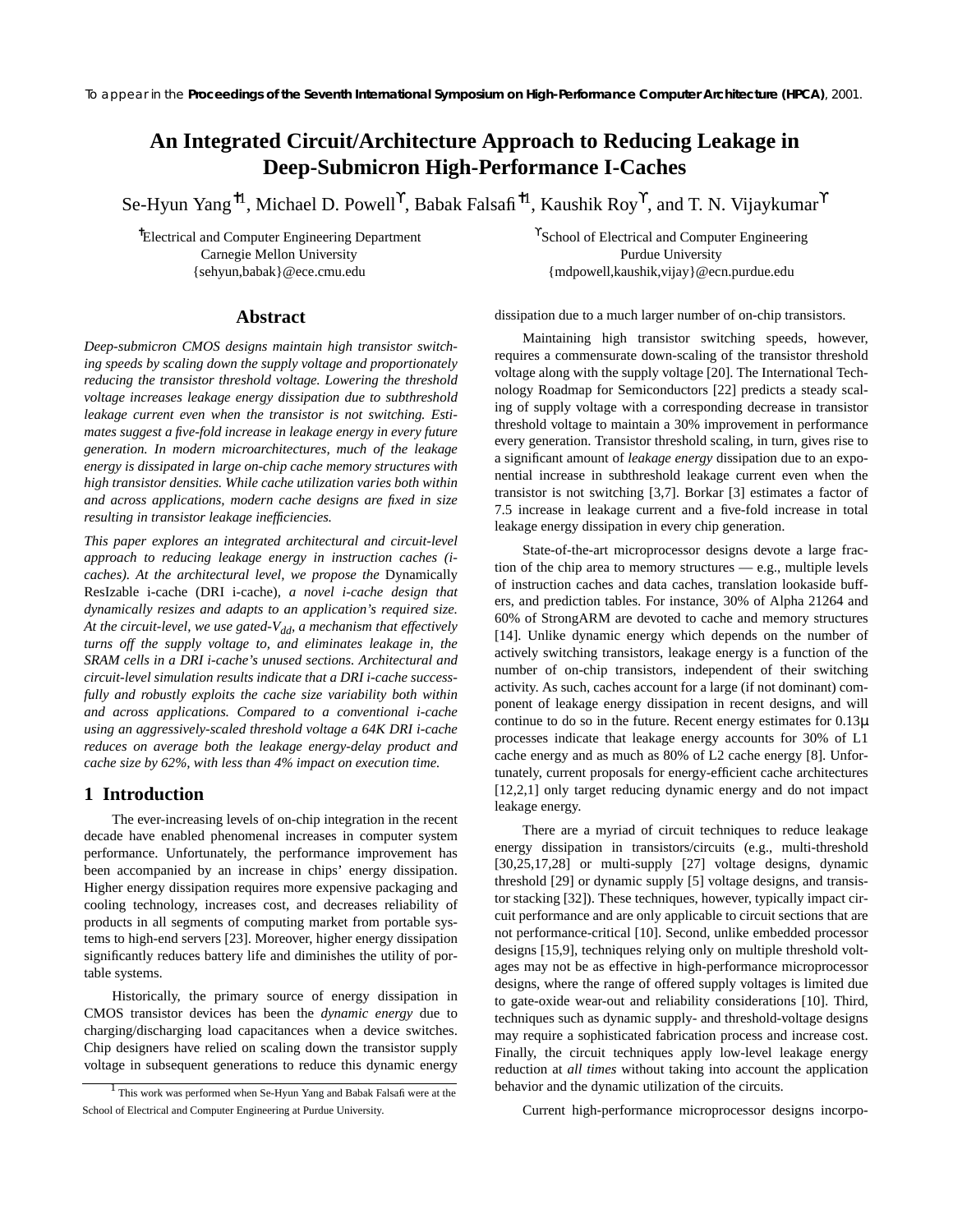To appear in the **Proceedings of the Seventh International Symposium on High-Performance Computer Architecture (HPCA)**, 2001.

# An Integrated Circuit/Architecture Approach to Reducing Leakage in Deep-Submicron High-Performance I-Caches

Se-Hyun Yang [†1], Michael D. Powell [ϒ], Babak Falsafi [†1], Kaushik Roy [ϒ], and T. N. Vijaykumar [ϒ]

[†] Electrical and Computer Engineering Department
Carnegie Mellon University
{sehyun,babak}@ece.cmu.edu

[ϒ] School of Electrical and Computer Engineering
Purdue University
{mdpowell,kaushik,vijay}@ecn.purdue.edu

## Abstract

*Deep-submicron CMOS designs maintain high transistor switching speeds by scaling down the supply voltage and proportionately reducing the transistor threshold voltage. Lowering the threshold voltage increases leakage energy dissipation due to subthreshold leakage current even when the transistor is not switching. Estimates suggest a five-fold increase in leakage energy in every future generation. In modern microarchitectures, much of the leakage energy is dissipated in large on-chip cache memory structures with high transistor densities. While cache utilization varies both within and across applications, modern cache designs are fixed in size resulting in transistor leakage inefficiencies.*

*This paper explores an integrated architectural and circuit-level approach to reducing leakage energy in instruction caches (i-caches). At the architectural level, we propose the* Dynamically ResIzable i-cache (DRI i-cache)*, a novel i-cache design that dynamically resizes and adapts to an application's required size. At the circuit-level, we use gated-$V_{dd}$, a mechanism that effectively turns off the supply voltage to, and eliminates leakage in, the SRAM cells in a DRI i-cache's unused sections. Architectural and circuit-level simulation results indicate that a DRI i-cache successfully and robustly exploits the cache size variability both within and across applications. Compared to a conventional i-cache using an aggressively-scaled threshold voltage a 64K DRI i-cache reduces on average both the leakage energy-delay product and cache size by 62%, with less than 4% impact on execution time.*

## 1 Introduction

The ever-increasing levels of on-chip integration in the recent decade have enabled phenomenal increases in computer system performance. Unfortunately, the performance improvement has been accompanied by an increase in chips' energy dissipation. Higher energy dissipation requires more expensive packaging and cooling technology, increases cost, and decreases reliability of products in all segments of computing market from portable systems to high-end servers [23]. Moreover, higher energy dissipation significantly reduces battery life and diminishes the utility of portable systems.

Historically, the primary source of energy dissipation in CMOS transistor devices has been the *dynamic energy* due to charging/discharging load capacitances when a device switches. Chip designers have relied on scaling down the transistor supply voltage in subsequent generations to reduce this dynamic energy dissipation due to a much larger number of on-chip transistors.

Maintaining high transistor switching speeds, however, requires a commensurate down-scaling of the transistor threshold voltage along with the supply voltage [20]. The International Technology Roadmap for Semiconductors [22] predicts a steady scaling of supply voltage with a corresponding decrease in transistor threshold voltage to maintain a 30% improvement in performance every generation. Transistor threshold scaling, in turn, gives rise to a significant amount of *leakage energy* dissipation due to an exponential increase in subthreshold leakage current even when the transistor is not switching [3,7]. Borkar [3] estimates a factor of 7.5 increase in leakage current and a five-fold increase in total leakage energy dissipation in every chip generation.

State-of-the-art microprocessor designs devote a large fraction of the chip area to memory structures — e.g., multiple levels of instruction caches and data caches, translation lookaside buffers, and prediction tables. For instance, 30% of Alpha 21264 and 60% of StrongARM are devoted to cache and memory structures [14]. Unlike dynamic energy which depends on the number of actively switching transistors, leakage energy is a function of the number of on-chip transistors, independent of their switching activity. As such, caches account for a large (if not dominant) component of leakage energy dissipation in recent designs, and will continue to do so in the future. Recent energy estimates for 0.13μ processes indicate that leakage energy accounts for 30% of L1 cache energy and as much as 80% of L2 cache energy [8]. Unfortunately, current proposals for energy-efficient cache architectures [12,2,1] only target reducing dynamic energy and do not impact leakage energy.

There are a myriad of circuit techniques to reduce leakage energy dissipation in transistors/circuits (e.g., multi-threshold [30,25,17,28] or multi-supply [27] voltage designs, dynamic threshold [29] or dynamic supply [5] voltage designs, and transistor stacking [32]). These techniques, however, typically impact circuit performance and are only applicable to circuit sections that are not performance-critical [10]. Second, unlike embedded processor designs [15,9], techniques relying only on multiple threshold voltages may not be as effective in high-performance microprocessor designs, where the range of offered supply voltages is limited due to gate-oxide wear-out and reliability considerations [10]. Third, techniques such as dynamic supply- and threshold-voltage designs may require a sophisticated fabrication process and increase cost. Finally, the circuit techniques apply low-level leakage energy reduction at *all times* without taking into account the application behavior and the dynamic utilization of the circuits.

Current high-performance microprocessor designs incorpo-

[1] This work was performed when Se-Hyun Yang and Babak Falsafi were at the School of Electrical and Computer Engineering at Purdue University.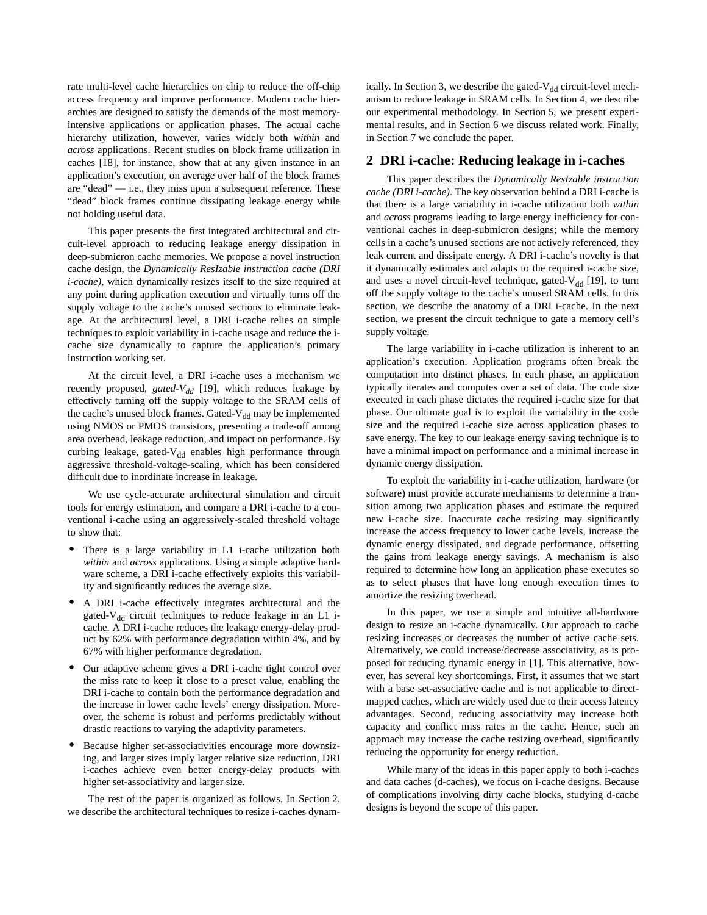rate multi-level cache hierarchies on chip to reduce the off-chip access frequency and improve performance. Modern cache hierarchies are designed to satisfy the demands of the most memory-intensive applications or application phases. The actual cache hierarchy utilization, however, varies widely both *within* and *across* applications. Recent studies on block frame utilization in caches [18], for instance, show that at any given instance in an application's execution, on average over half of the block frames are "dead" — i.e., they miss upon a subsequent reference. These "dead" block frames continue dissipating leakage energy while not holding useful data.

This paper presents the first integrated architectural and circuit-level approach to reducing leakage energy dissipation in deep-submicron cache memories. We propose a novel instruction cache design, the *Dynamically ResIzable instruction cache (DRI i-cache),* which dynamically resizes itself to the size required at any point during application execution and virtually turns off the supply voltage to the cache's unused sections to eliminate leakage. At the architectural level, a DRI i-cache relies on simple techniques to exploit variability in i-cache usage and reduce the i-cache size dynamically to capture the application's primary instruction working set.

At the circuit level, a DRI i-cache uses a mechanism we recently proposed, *gated-$V_{dd}$* [19], which reduces leakage by effectively turning off the supply voltage to the SRAM cells of the cache's unused block frames. Gated-$V_{dd}$ may be implemented using NMOS or PMOS transistors, presenting a trade-off among area overhead, leakage reduction, and impact on performance. By curbing leakage, gated-$V_{dd}$ enables high performance through aggressive threshold-voltage-scaling, which has been considered difficult due to inordinate increase in leakage.

We use cycle-accurate architectural simulation and circuit tools for energy estimation, and compare a DRI i-cache to a conventional i-cache using an aggressively-scaled threshold voltage to show that:

- There is a large variability in L1 i-cache utilization both *within* and *across* applications. Using a simple adaptive hardware scheme, a DRI i-cache effectively exploits this variability and significantly reduces the average size.
- A DRI i-cache effectively integrates architectural and the gated-$V_{dd}$ circuit techniques to reduce leakage in an L1 i-cache. A DRI i-cache reduces the leakage energy-delay product by 62% with performance degradation within 4%, and by 67% with higher performance degradation.
- Our adaptive scheme gives a DRI i-cache tight control over the miss rate to keep it close to a preset value, enabling the DRI i-cache to contain both the performance degradation and the increase in lower cache levels' energy dissipation. Moreover, the scheme is robust and performs predictably without drastic reactions to varying the adaptivity parameters.
- Because higher set-associativities encourage more downsizing, and larger sizes imply larger relative size reduction, DRI i-caches achieve even better energy-delay products with higher set-associativity and larger size.

The rest of the paper is organized as follows. In Section 2, we describe the architectural techniques to resize i-caches dynamically. In Section 3, we describe the gated-$V_{dd}$ circuit-level mechanism to reduce leakage in SRAM cells. In Section 4, we describe our experimental methodology. In Section 5, we present experimental results, and in Section 6 we discuss related work. Finally, in Section 7 we conclude the paper.

## 2 DRI i-cache: Reducing leakage in i-caches

This paper describes the *Dynamically ResIzable instruction cache (DRI i-cache)*. The key observation behind a DRI i-cache is that there is a large variability in i-cache utilization both *within* and *across* programs leading to large energy inefficiency for conventional caches in deep-submicron designs; while the memory cells in a cache's unused sections are not actively referenced, they leak current and dissipate energy. A DRI i-cache's novelty is that it dynamically estimates and adapts to the required i-cache size, and uses a novel circuit-level technique, gated-$V_{dd}$ [19], to turn off the supply voltage to the cache's unused SRAM cells. In this section, we describe the anatomy of a DRI i-cache. In the next section, we present the circuit technique to gate a memory cell's supply voltage.

The large variability in i-cache utilization is inherent to an application's execution. Application programs often break the computation into distinct phases. In each phase, an application typically iterates and computes over a set of data. The code size executed in each phase dictates the required i-cache size for that phase. Our ultimate goal is to exploit the variability in the code size and the required i-cache size across application phases to save energy. The key to our leakage energy saving technique is to have a minimal impact on performance and a minimal increase in dynamic energy dissipation.

To exploit the variability in i-cache utilization, hardware (or software) must provide accurate mechanisms to determine a transition among two application phases and estimate the required new i-cache size. Inaccurate cache resizing may significantly increase the access frequency to lower cache levels, increase the dynamic energy dissipated, and degrade performance, offsetting the gains from leakage energy savings. A mechanism is also required to determine how long an application phase executes so as to select phases that have long enough execution times to amortize the resizing overhead.

In this paper, we use a simple and intuitive all-hardware design to resize an i-cache dynamically. Our approach to cache resizing increases or decreases the number of active cache sets. Alternatively, we could increase/decrease associativity, as is proposed for reducing dynamic energy in [1]. This alternative, however, has several key shortcomings. First, it assumes that we start with a base set-associative cache and is not applicable to direct-mapped caches, which are widely used due to their access latency advantages. Second, reducing associativity may increase both capacity and conflict miss rates in the cache. Hence, such an approach may increase the cache resizing overhead, significantly reducing the opportunity for energy reduction.

While many of the ideas in this paper apply to both i-caches and data caches (d-caches), we focus on i-cache designs. Because of complications involving dirty cache blocks, studying d-cache designs is beyond the scope of this paper.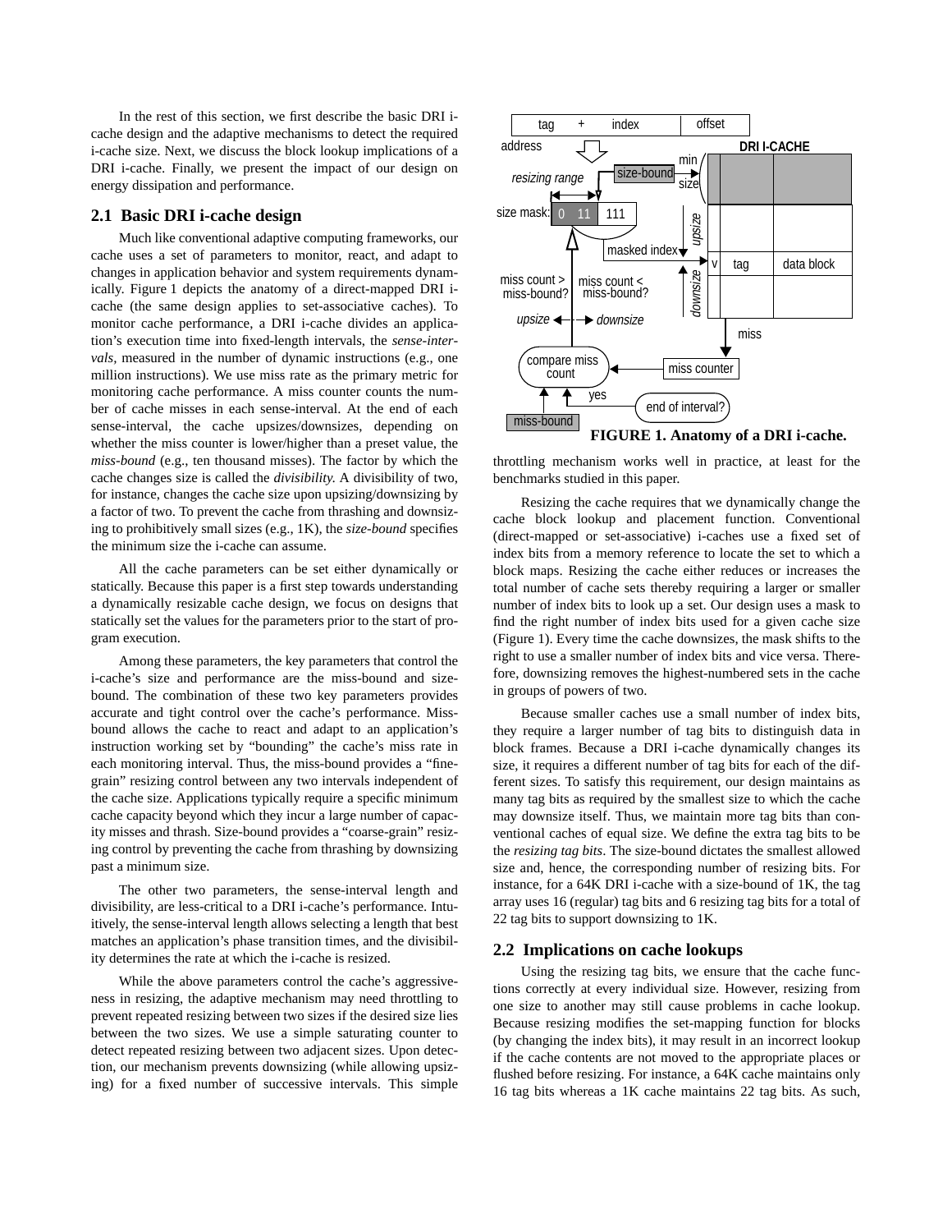In the rest of this section, we first describe the basic DRI i-cache design and the adaptive mechanisms to detect the required i-cache size. Next, we discuss the block lookup implications of a DRI i-cache. Finally, we present the impact of our design on energy dissipation and performance.

## 2.1 Basic DRI i-cache design

Much like conventional adaptive computing frameworks, our cache uses a set of parameters to monitor, react, and adapt to changes in application behavior and system requirements dynamically. Figure 1 depicts the anatomy of a direct-mapped DRI i-cache (the same design applies to set-associative caches). To monitor cache performance, a DRI i-cache divides an application's execution time into fixed-length intervals, the *sense-intervals*, measured in the number of dynamic instructions (e.g., one million instructions). We use miss rate as the primary metric for monitoring cache performance. A miss counter counts the number of cache misses in each sense-interval. At the end of each sense-interval, the cache upsizes/downsizes, depending on whether the miss counter is lower/higher than a preset value, the *miss-bound* (e.g., ten thousand misses). The factor by which the cache changes size is called the *divisibility*. A divisibility of two, for instance, changes the cache size upon upsizing/downsizing by a factor of two. To prevent the cache from thrashing and downsizing to prohibitively small sizes (e.g., 1K), the *size-bound* specifies the minimum size the i-cache can assume.

All the cache parameters can be set either dynamically or statically. Because this paper is a first step towards understanding a dynamically resizable cache design, we focus on designs that statically set the values for the parameters prior to the start of program execution.

Among these parameters, the key parameters that control the i-cache's size and performance are the miss-bound and size-bound. The combination of these two key parameters provides accurate and tight control over the cache's performance. Miss-bound allows the cache to react and adapt to an application's instruction working set by "bounding" the cache's miss rate in each monitoring interval. Thus, the miss-bound provides a "fine-grain" resizing control between any two intervals independent of the cache size. Applications typically require a specific minimum cache capacity beyond which they incur a large number of capacity misses and thrash. Size-bound provides a "coarse-grain" resizing control by preventing the cache from thrashing by downsizing past a minimum size.

The other two parameters, the sense-interval length and divisibility, are less-critical to a DRI i-cache's performance. Intuitively, the sense-interval length allows selecting a length that best matches an application's phase transition times, and the divisibility determines the rate at which the i-cache is resized.

While the above parameters control the cache's aggressiveness in resizing, the adaptive mechanism may need throttling to prevent repeated resizing between two sizes if the desired size lies between the two sizes. We use a simple saturating counter to detect repeated resizing between two adjacent sizes. Upon detection, our mechanism prevents downsizing (while allowing upsizing) for a fixed number of successive intervals. This simple throttling mechanism works well in practice, at least for the benchmarks studied in this paper.

**FIGURE 1. Anatomy of a DRI i-cache.**

Resizing the cache requires that we dynamically change the cache block lookup and placement function. Conventional (direct-mapped or set-associative) i-caches use a fixed set of index bits from a memory reference to locate the set to which a block maps. Resizing the cache either reduces or increases the total number of cache sets thereby requiring a larger or smaller number of index bits to look up a set. Our design uses a mask to find the right number of index bits used for a given cache size (Figure 1). Every time the cache downsizes, the mask shifts to the right to use a smaller number of index bits and vice versa. Therefore, downsizing removes the highest-numbered sets in the cache in groups of powers of two.

Because smaller caches use a small number of index bits, they require a larger number of tag bits to distinguish data in block frames. Because a DRI i-cache dynamically changes its size, it requires a different number of tag bits for each of the different sizes. To satisfy this requirement, our design maintains as many tag bits as required by the smallest size to which the cache may downsize itself. Thus, we maintain more tag bits than conventional caches of equal size. We define the extra tag bits to be the *resizing tag bits*. The size-bound dictates the smallest allowed size and, hence, the corresponding number of resizing bits. For instance, for a 64K DRI i-cache with a size-bound of 1K, the tag array uses 16 (regular) tag bits and 6 resizing tag bits for a total of 22 tag bits to support downsizing to 1K.

## 2.2 Implications on cache lookups

Using the resizing tag bits, we ensure that the cache functions correctly at every individual size. However, resizing from one size to another may still cause problems in cache lookup. Because resizing modifies the set-mapping function for blocks (by changing the index bits), it may result in an incorrect lookup if the cache contents are not moved to the appropriate places or flushed before resizing. For instance, a 64K cache maintains only 16 tag bits whereas a 1K cache maintains 22 tag bits. As such,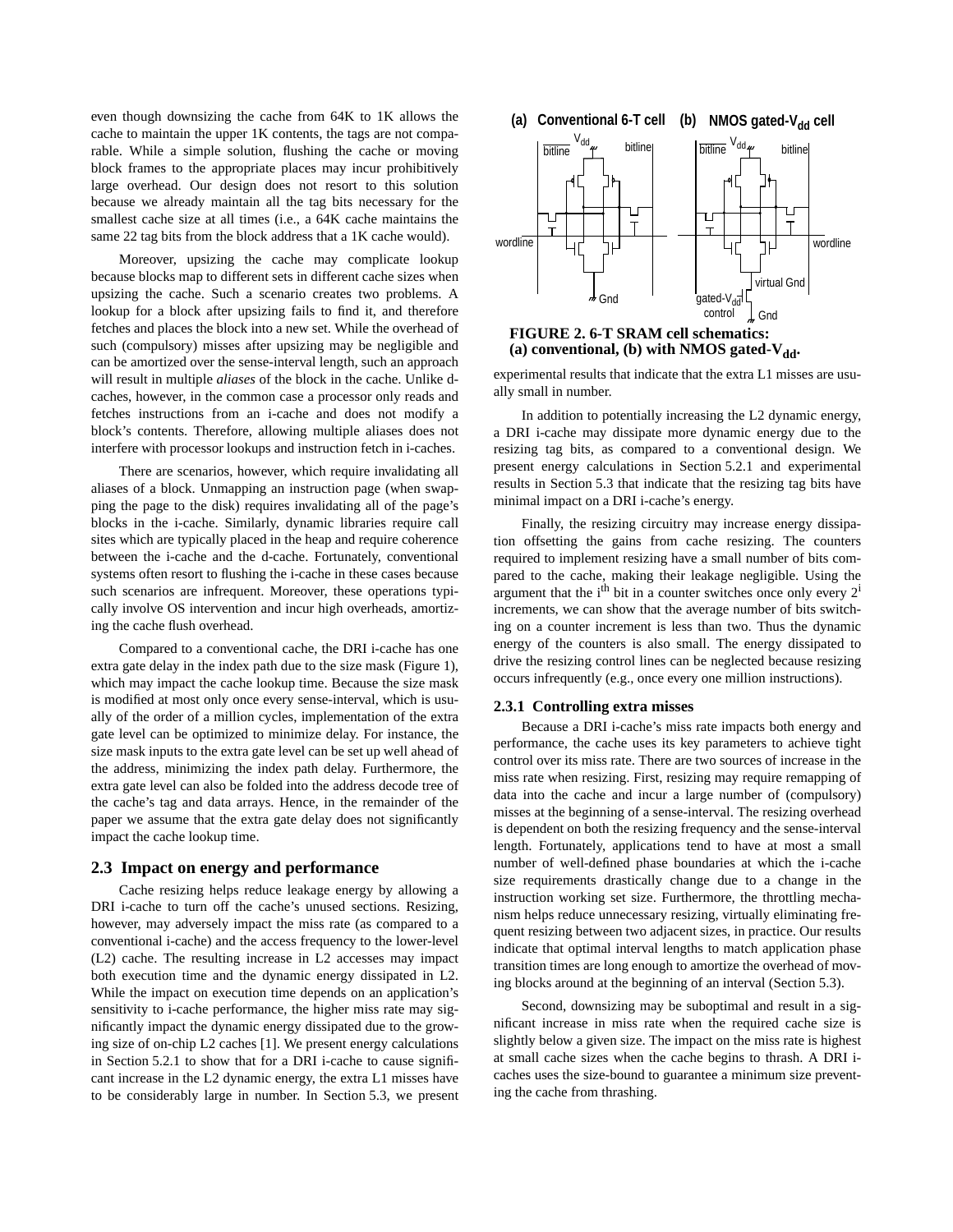even though downsizing the cache from 64K to 1K allows the cache to maintain the upper 1K contents, the tags are not comparable. While a simple solution, flushing the cache or moving block frames to the appropriate places may incur prohibitively large overhead. Our design does not resort to this solution because we already maintain all the tag bits necessary for the smallest cache size at all times (i.e., a 64K cache maintains the same 22 tag bits from the block address that a 1K cache would).

Moreover, upsizing the cache may complicate lookup because blocks map to different sets in different cache sizes when upsizing the cache. Such a scenario creates two problems. A lookup for a block after upsizing fails to find it, and therefore fetches and places the block into a new set. While the overhead of such (compulsory) misses after upsizing may be negligible and can be amortized over the sense-interval length, such an approach will result in multiple *aliases* of the block in the cache. Unlike d-caches, however, in the common case a processor only reads and fetches instructions from an i-cache and does not modify a block's contents. Therefore, allowing multiple aliases does not interfere with processor lookups and instruction fetch in i-caches.

There are scenarios, however, which require invalidating all aliases of a block. Unmapping an instruction page (when swapping the page to the disk) requires invalidating all of the page's blocks in the i-cache. Similarly, dynamic libraries require call sites which are typically placed in the heap and require coherence between the i-cache and the d-cache. Fortunately, conventional systems often resort to flushing the i-cache in these cases because such scenarios are infrequent. Moreover, these operations typically involve OS intervention and incur high overheads, amortizing the cache flush overhead.

Compared to a conventional cache, the DRI i-cache has one extra gate delay in the index path due to the size mask (Figure 1), which may impact the cache lookup time. Because the size mask is modified at most only once every sense-interval, which is usually of the order of a million cycles, implementation of the extra gate level can be optimized to minimize delay. For instance, the size mask inputs to the extra gate level can be set up well ahead of the address, minimizing the index path delay. Furthermore, the extra gate level can also be folded into the address decode tree of the cache's tag and data arrays. Hence, in the remainder of the paper we assume that the extra gate delay does not significantly impact the cache lookup time.

## 2.3 Impact on energy and performance

Cache resizing helps reduce leakage energy by allowing a DRI i-cache to turn off the cache's unused sections. Resizing, however, may adversely impact the miss rate (as compared to a conventional i-cache) and the access frequency to the lower-level (L2) cache. The resulting increase in L2 accesses may impact both execution time and the dynamic energy dissipated in L2. While the impact on execution time depends on an application's sensitivity to i-cache performance, the higher miss rate may significantly impact the dynamic energy dissipated due to the growing size of on-chip L2 caches [1]. We present energy calculations in Section 5.2.1 to show that for a DRI i-cache to cause significant increase in the L2 dynamic energy, the extra L1 misses have to be considerably large in number. In Section 5.3, we present experimental results that indicate that the extra L1 misses are usually small in number.

(a) Conventional 6-T cell (b) NMOS gated-$V_{dd}$ cell

bitline $V_{dd}$ bitline wordline Gnd

bitline $V_{dd}$ bitline wordline virtual Gnd gated-$V_{dd}$ control Gnd

**FIGURE 2. 6-T SRAM cell schematics: (a) conventional, (b) with NMOS gated-$V_{dd}$.**

In addition to potentially increasing the L2 dynamic energy, a DRI i-cache may dissipate more dynamic energy due to the resizing tag bits, as compared to a conventional design. We present energy calculations in Section 5.2.1 and experimental results in Section 5.3 that indicate that the resizing tag bits have minimal impact on a DRI i-cache's energy.

Finally, the resizing circuitry may increase energy dissipation offsetting the gains from cache resizing. The counters required to implement resizing have a small number of bits compared to the cache, making their leakage negligible. Using the argument that the $i^{th}$ bit in a counter switches once only every $2^i$ increments, we can show that the average number of bits switching on a counter increment is less than two. Thus the dynamic energy of the counters is also small. The energy dissipated to drive the resizing control lines can be neglected because resizing occurs infrequently (e.g., once every one million instructions).

### 2.3.1 Controlling extra misses

Because a DRI i-cache's miss rate impacts both energy and performance, the cache uses its key parameters to achieve tight control over its miss rate. There are two sources of increase in the miss rate when resizing. First, resizing may require remapping of data into the cache and incur a large number of (compulsory) misses at the beginning of a sense-interval. The resizing overhead is dependent on both the resizing frequency and the sense-interval length. Fortunately, applications tend to have at most a small number of well-defined phase boundaries at which the i-cache size requirements drastically change due to a change in the instruction working set size. Furthermore, the throttling mechanism helps reduce unnecessary resizing, virtually eliminating frequent resizing between two adjacent sizes, in practice. Our results indicate that optimal interval lengths to match application phase transition times are long enough to amortize the overhead of moving blocks around at the beginning of an interval (Section 5.3).

Second, downsizing may be suboptimal and result in a significant increase in miss rate when the required cache size is slightly below a given size. The impact on the miss rate is highest at small cache sizes when the cache begins to thrash. A DRI i-caches uses the size-bound to guarantee a minimum size preventing the cache from thrashing.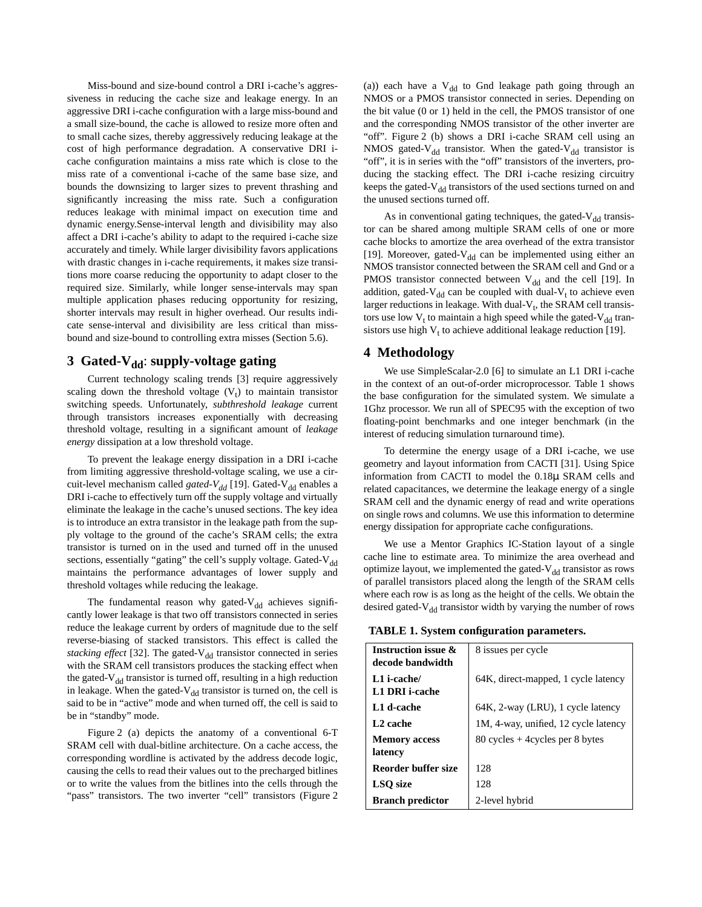Miss-bound and size-bound control a DRI i-cache's aggressiveness in reducing the cache size and leakage energy. In an aggressive DRI i-cache configuration with a large miss-bound and a small size-bound, the cache is allowed to resize more often and to small cache sizes, thereby aggressively reducing leakage at the cost of high performance degradation. A conservative DRI i-cache configuration maintains a miss rate which is close to the miss rate of a conventional i-cache of the same base size, and bounds the downsizing to larger sizes to prevent thrashing and significantly increasing the miss rate. Such a configuration reduces leakage with minimal impact on execution time and dynamic energy.Sense-interval length and divisibility may also affect a DRI i-cache's ability to adapt to the required i-cache size accurately and timely. While larger divisibility favors applications with drastic changes in i-cache requirements, it makes size transitions more coarse reducing the opportunity to adapt closer to the required size. Similarly, while longer sense-intervals may span multiple application phases reducing opportunity for resizing, shorter intervals may result in higher overhead. Our results indicate sense-interval and divisibility are less critical than miss-bound and size-bound to controlling extra misses (Section 5.6).

## 3 Gated-$V_{dd}$: supply-voltage gating

Current technology scaling trends [3] require aggressively scaling down the threshold voltage ($V_t$) to maintain transistor switching speeds. Unfortunately, *subthreshold leakage* current through transistors increases exponentially with decreasing threshold voltage, resulting in a significant amount of *leakage energy* dissipation at a low threshold voltage.

To prevent the leakage energy dissipation in a DRI i-cache from limiting aggressive threshold-voltage scaling, we use a circuit-level mechanism called *gated-$V_{dd}$* [19]. Gated-$V_{dd}$ enables a DRI i-cache to effectively turn off the supply voltage and virtually eliminate the leakage in the cache's unused sections. The key idea is to introduce an extra transistor in the leakage path from the supply voltage to the ground of the cache's SRAM cells; the extra transistor is turned on in the used and turned off in the unused sections, essentially "gating" the cell's supply voltage. Gated-$V_{dd}$ maintains the performance advantages of lower supply and threshold voltages while reducing the leakage.

The fundamental reason why gated-$V_{dd}$ achieves significantly lower leakage is that two off transistors connected in series reduce the leakage current by orders of magnitude due to the self reverse-biasing of stacked transistors. This effect is called the *stacking effect* [32]. The gated-$V_{dd}$ transistor connected in series with the SRAM cell transistors produces the stacking effect when the gated-$V_{dd}$ transistor is turned off, resulting in a high reduction in leakage. When the gated-$V_{dd}$ transistor is turned on, the cell is said to be in "active" mode and when turned off, the cell is said to be in "standby" mode.

Figure 2 (a) depicts the anatomy of a conventional 6-T SRAM cell with dual-bitline architecture. On a cache access, the corresponding wordline is activated by the address decode logic, causing the cells to read their values out to the precharged bitlines or to write the values from the bitlines into the cells through the "pass" transistors. The two inverter "cell" transistors (Figure 2 (a)) each have a $V_{dd}$ to Gnd leakage path going through an NMOS or a PMOS transistor connected in series. Depending on the bit value (0 or 1) held in the cell, the PMOS transistor of one and the corresponding NMOS transistor of the other inverter are "off". Figure 2 (b) shows a DRI i-cache SRAM cell using an NMOS gated-$V_{dd}$ transistor. When the gated-$V_{dd}$ transistor is "off", it is in series with the "off" transistors of the inverters, producing the stacking effect. The DRI i-cache resizing circuitry keeps the gated-$V_{dd}$ transistors of the used sections turned on and the unused sections turned off.

As in conventional gating techniques, the gated-$V_{dd}$ transistor can be shared among multiple SRAM cells of one or more cache blocks to amortize the area overhead of the extra transistor [19]. Moreover, gated-$V_{dd}$ can be implemented using either an NMOS transistor connected between the SRAM cell and Gnd or a PMOS transistor connected between $V_{dd}$ and the cell [19]. In addition, gated-$V_{dd}$ can be coupled with dual-$V_t$ to achieve even larger reductions in leakage. With dual-$V_t$, the SRAM cell transistors use low $V_t$ to maintain a high speed while the gated-$V_{dd}$ transistors use high $V_t$ to achieve additional leakage reduction [19].

## 4 Methodology

We use SimpleScalar-2.0 [6] to simulate an L1 DRI i-cache in the context of an out-of-order microprocessor. Table 1 shows the base configuration for the simulated system. We simulate a 1Ghz processor. We run all of SPEC95 with the exception of two floating-point benchmarks and one integer benchmark (in the interest of reducing simulation turnaround time).

To determine the energy usage of a DRI i-cache, we use geometry and layout information from CACTI [31]. Using Spice information from CACTI to model the 0.18µ SRAM cells and related capacitances, we determine the leakage energy of a single SRAM cell and the dynamic energy of read and write operations on single rows and columns. We use this information to determine energy dissipation for appropriate cache configurations.

We use a Mentor Graphics IC-Station layout of a single cache line to estimate area. To minimize the area overhead and optimize layout, we implemented the gated-$V_{dd}$ transistor as rows of parallel transistors placed along the length of the SRAM cells where each row is as long as the height of the cells. We obtain the desired gated-$V_{dd}$ transistor width by varying the number of rows

**TABLE 1. System configuration parameters.**

| | |
|---|---|
| **Instruction issue & decode bandwidth** | 8 issues per cycle |
| **L1 i-cache/ L1 DRI i-cache** | 64K, direct-mapped, 1 cycle latency |
| **L1 d-cache** | 64K, 2-way (LRU), 1 cycle latency |
| **L2 cache** | 1M, 4-way, unified, 12 cycle latency |
| **Memory access latency** | 80 cycles + 4cycles per 8 bytes |
| **Reorder buffer size** | 128 |
| **LSQ size** | 128 |
| **Branch predictor** | 2-level hybrid |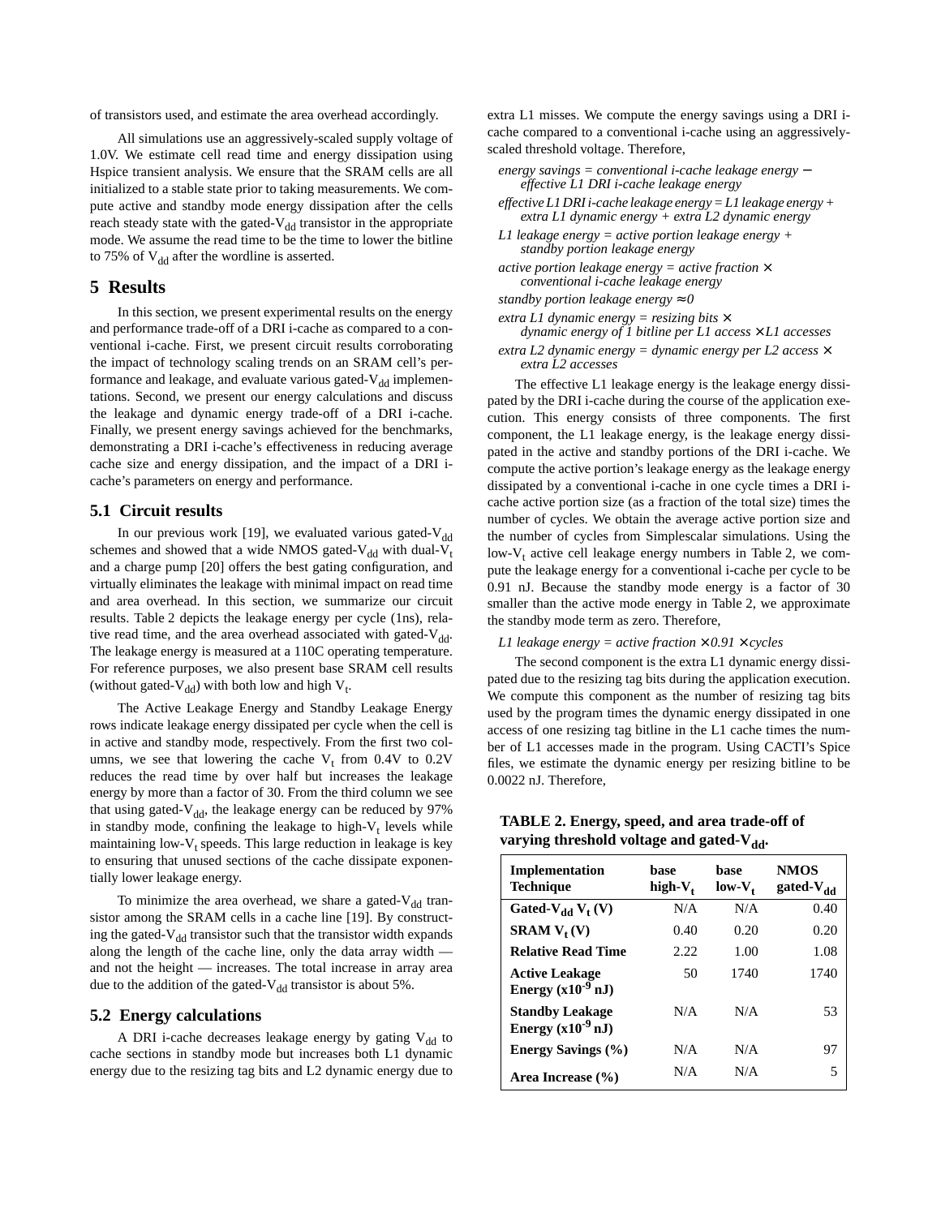of transistors used, and estimate the area overhead accordingly.

All simulations use an aggressively-scaled supply voltage of 1.0V. We estimate cell read time and energy dissipation using Hspice transient analysis. We ensure that the SRAM cells are all initialized to a stable state prior to taking measurements. We compute active and standby mode energy dissipation after the cells reach steady state with the gated-$V_{dd}$ transistor in the appropriate mode. We assume the read time to be the time to lower the bitline to 75% of $V_{dd}$ after the wordline is asserted.

## 5 Results

In this section, we present experimental results on the energy and performance trade-off of a DRI i-cache as compared to a conventional i-cache. First, we present circuit results corroborating the impact of technology scaling trends on an SRAM cell's performance and leakage, and evaluate various gated-$V_{dd}$ implementations. Second, we present our energy calculations and discuss the leakage and dynamic energy trade-off of a DRI i-cache. Finally, we present energy savings achieved for the benchmarks, demonstrating a DRI i-cache's effectiveness in reducing average cache size and energy dissipation, and the impact of a DRI i-cache's parameters on energy and performance.

### 5.1 Circuit results

In our previous work [19], we evaluated various gated-$V_{dd}$ schemes and showed that a wide NMOS gated-$V_{dd}$ with dual-$V_t$ and a charge pump [20] offers the best gating configuration, and virtually eliminates the leakage with minimal impact on read time and area overhead. In this section, we summarize our circuit results. Table 2 depicts the leakage energy per cycle (1ns), relative read time, and the area overhead associated with gated-$V_{dd}$. The leakage energy is measured at a 110C operating temperature. For reference purposes, we also present base SRAM cell results (without gated-$V_{dd}$) with both low and high $V_t$.

The Active Leakage Energy and Standby Leakage Energy rows indicate leakage energy dissipated per cycle when the cell is in active and standby mode, respectively. From the first two columns, we see that lowering the cache $V_t$ from 0.4V to 0.2V reduces the read time by over half but increases the leakage energy by more than a factor of 30. From the third column we see that using gated-$V_{dd}$, the leakage energy can be reduced by 97% in standby mode, confining the leakage to high-$V_t$ levels while maintaining low-$V_t$ speeds. This large reduction in leakage is key to ensuring that unused sections of the cache dissipate exponentially lower leakage energy.

To minimize the area overhead, we share a gated-$V_{dd}$ transistor among the SRAM cells in a cache line [19]. By constructing the gated-$V_{dd}$ transistor such that the transistor width expands along the length of the cache line, only the data array width — and not the height — increases. The total increase in array area due to the addition of the gated-$V_{dd}$ transistor is about 5%.

### 5.2 Energy calculations

A DRI i-cache decreases leakage energy by gating $V_{dd}$ to cache sections in standby mode but increases both L1 dynamic energy due to the resizing tag bits and L2 dynamic energy due to extra L1 misses. We compute the energy savings using a DRI i-cache compared to a conventional i-cache using an aggressively-scaled threshold voltage. Therefore,

*energy savings = conventional i-cache leakage energy − effective L1 DRI i-cache leakage energy*

*effective L1 DRI i-cache leakage energy = L1 leakage energy + extra L1 dynamic energy + extra L2 dynamic energy*

*L1 leakage energy = active portion leakage energy + standby portion leakage energy*

*active portion leakage energy = active fraction × conventional i-cache leakage energy*

*standby portion leakage energy ≈ 0*

*extra L1 dynamic energy = resizing bits × dynamic energy of 1 bitline per L1 access × L1 accesses*

*extra L2 dynamic energy = dynamic energy per L2 access × extra L2 accesses*

The effective L1 leakage energy is the leakage energy dissipated by the DRI i-cache during the course of the application execution. This energy consists of three components. The first component, the L1 leakage energy, is the leakage energy dissipated in the active and standby portions of the DRI i-cache. We compute the active portion's leakage energy as the leakage energy dissipated by a conventional i-cache in one cycle times a DRI i-cache active portion size (as a fraction of the total size) times the number of cycles. We obtain the average active portion size and the number of cycles from Simplescalar simulations. Using the low-$V_t$ active cell leakage energy numbers in Table 2, we compute the leakage energy for a conventional i-cache per cycle to be 0.91 nJ. Because the standby mode energy is a factor of 30 smaller than the active mode energy in Table 2, we approximate the standby mode term as zero. Therefore,

*L1 leakage energy = active fraction × 0.91 × cycles*

The second component is the extra L1 dynamic energy dissipated due to the resizing tag bits during the application execution. We compute this component as the number of resizing tag bits used by the program times the dynamic energy dissipated in one access of one resizing tag bitline in the L1 cache times the number of L1 accesses made in the program. Using CACTI's Spice files, we estimate the dynamic energy per resizing bitline to be 0.0022 nJ. Therefore,

**TABLE 2. Energy, speed, and area trade-off of varying threshold voltage and gated-$V_{dd}$.**

| Implementation Technique | base high-$V_t$ | base low-$V_t$ | NMOS gated-$V_{dd}$ |
|---|---|---|---|
| Gated-$V_{dd}$ $V_t$ (V) | N/A | N/A | 0.40 |
| SRAM $V_t$ (V) | 0.40 | 0.20 | 0.20 |
| Relative Read Time | 2.22 | 1.00 | 1.08 |
| Active Leakage Energy ($\times 10^{-9}$ nJ) | 50 | 1740 | 1740 |
| Standby Leakage Energy ($\times 10^{-9}$ nJ) | N/A | N/A | 53 |
| Energy Savings (%) | N/A | N/A | 97 |
| Area Increase (%) | N/A | N/A | 5 |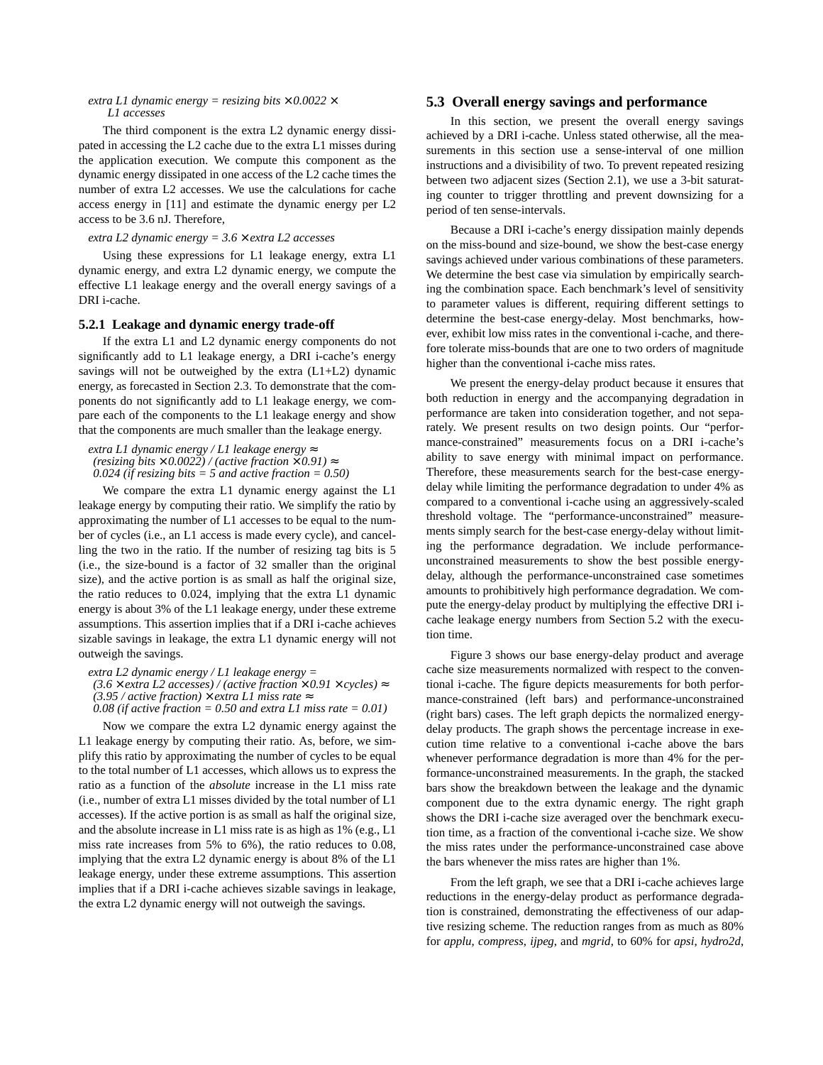*extra L1 dynamic energy = resizing bits* $\times$ *0.0022* $\times$ *L1 accesses*

The third component is the extra L2 dynamic energy dissipated in accessing the L2 cache due to the extra L1 misses during the application execution. We compute this component as the dynamic energy dissipated in one access of the L2 cache times the number of extra L2 accesses. We use the calculations for cache access energy in [11] and estimate the dynamic energy per L2 access to be 3.6 nJ. Therefore,

*extra L2 dynamic energy = 3.6* $\times$ *extra L2 accesses*

Using these expressions for L1 leakage energy, extra L1 dynamic energy, and extra L2 dynamic energy, we compute the effective L1 leakage energy and the overall energy savings of a DRI i-cache.

### 5.2.1 Leakage and dynamic energy trade-off

If the extra L1 and L2 dynamic energy components do not significantly add to L1 leakage energy, a DRI i-cache's energy savings will not be outweighed by the extra (L1+L2) dynamic energy, as forecasted in Section 2.3. To demonstrate that the components do not significantly add to L1 leakage energy, we compare each of the components to the L1 leakage energy and show that the components are much smaller than the leakage energy.

*extra L1 dynamic energy / L1 leakage energy* $\approx$
*(resizing bits* $\times$ *0.0022) / (active fraction* $\times$ *0.91)* $\approx$
*0.024 (if resizing bits = 5 and active fraction = 0.50)*

We compare the extra L1 dynamic energy against the L1 leakage energy by computing their ratio. We simplify the ratio by approximating the number of L1 accesses to be equal to the number of cycles (i.e., an L1 access is made every cycle), and cancelling the two in the ratio. If the number of resizing tag bits is 5 (i.e., the size-bound is a factor of 32 smaller than the original size), and the active portion is as small as half the original size, the ratio reduces to 0.024, implying that the extra L1 dynamic energy is about 3% of the L1 leakage energy, under these extreme assumptions. This assertion implies that if a DRI i-cache achieves sizable savings in leakage, the extra L1 dynamic energy will not outweigh the savings.

*extra L2 dynamic energy / L1 leakage energy =*
*(3.6* $\times$ *extra L2 accesses) / (active fraction* $\times$ *0.91* $\times$ *cycles)* $\approx$
*(3.95 / active fraction)* $\times$ *extra L1 miss rate* $\approx$
*0.08 (if active fraction = 0.50 and extra L1 miss rate = 0.01)*

Now we compare the extra L2 dynamic energy against the L1 leakage energy by computing their ratio. As, before, we simplify this ratio by approximating the number of cycles to be equal to the total number of L1 accesses, which allows us to express the ratio as a function of the *absolute* increase in the L1 miss rate (i.e., number of extra L1 misses divided by the total number of L1 accesses). If the active portion is as small as half the original size, and the absolute increase in L1 miss rate is as high as 1% (e.g., L1 miss rate increases from 5% to 6%), the ratio reduces to 0.08, implying that the extra L2 dynamic energy is about 8% of the L1 leakage energy, under these extreme assumptions. This assertion implies that if a DRI i-cache achieves sizable savings in leakage, the extra L2 dynamic energy will not outweigh the savings.

## 5.3 Overall energy savings and performance

In this section, we present the overall energy savings achieved by a DRI i-cache. Unless stated otherwise, all the measurements in this section use a sense-interval of one million instructions and a divisibility of two. To prevent repeated resizing between two adjacent sizes (Section 2.1), we use a 3-bit saturating counter to trigger throttling and prevent downsizing for a period of ten sense-intervals.

Because a DRI i-cache's energy dissipation mainly depends on the miss-bound and size-bound, we show the best-case energy savings achieved under various combinations of these parameters. We determine the best case via simulation by empirically searching the combination space. Each benchmark's level of sensitivity to parameter values is different, requiring different settings to determine the best-case energy-delay. Most benchmarks, however, exhibit low miss rates in the conventional i-cache, and therefore tolerate miss-bounds that are one to two orders of magnitude higher than the conventional i-cache miss rates.

We present the energy-delay product because it ensures that both reduction in energy and the accompanying degradation in performance are taken into consideration together, and not separately. We present results on two design points. Our "performance-constrained" measurements focus on a DRI i-cache's ability to save energy with minimal impact on performance. Therefore, these measurements search for the best-case energy-delay while limiting the performance degradation to under 4% as compared to a conventional i-cache using an aggressively-scaled threshold voltage. The "performance-unconstrained" measurements simply search for the best-case energy-delay without limiting the performance degradation. We include performance-unconstrained measurements to show the best possible energy-delay, although the performance-unconstrained case sometimes amounts to prohibitively high performance degradation. We compute the energy-delay product by multiplying the effective DRI i-cache leakage energy numbers from Section 5.2 with the execution time.

Figure 3 shows our base energy-delay product and average cache size measurements normalized with respect to the conventional i-cache. The figure depicts measurements for both performance-constrained (left bars) and performance-unconstrained (right bars) cases. The left graph depicts the normalized energy-delay products. The graph shows the percentage increase in execution time relative to a conventional i-cache above the bars whenever performance degradation is more than 4% for the performance-unconstrained measurements. In the graph, the stacked bars show the breakdown between the leakage and the dynamic component due to the extra dynamic energy. The right graph shows the DRI i-cache size averaged over the benchmark execution time, as a fraction of the conventional i-cache size. We show the miss rates under the performance-unconstrained case above the bars whenever the miss rates are higher than 1%.

From the left graph, we see that a DRI i-cache achieves large reductions in the energy-delay product as performance degradation is constrained, demonstrating the effectiveness of our adaptive resizing scheme. The reduction ranges from as much as 80% for *applu*, *compress*, *ijpeg*, and *mgrid*, to 60% for *apsi*, *hydro2d*,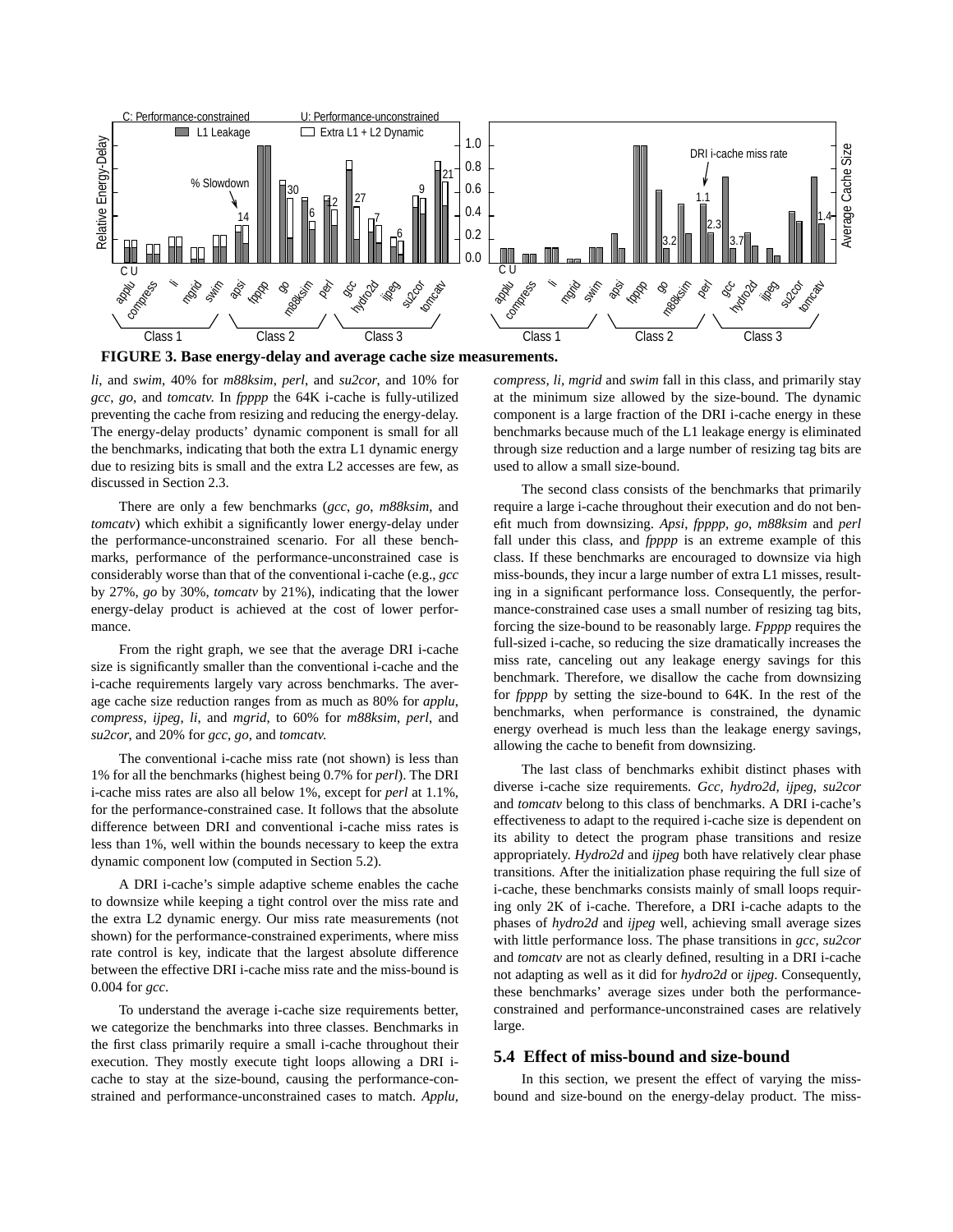FIGURE 3. Base energy-delay and average cache size measurements.

*li*, and *swim*, 40% for *m88ksim*, *perl*, and *su2cor*, and 10% for *gcc*, *go*, and *tomcatv*. In *fpppp* the 64K i-cache is fully-utilized preventing the cache from resizing and reducing the energy-delay. The energy-delay products' dynamic component is small for all the benchmarks, indicating that both the extra L1 dynamic energy due to resizing bits is small and the extra L2 accesses are few, as discussed in Section 2.3.

There are only a few benchmarks (*gcc*, *go*, *m88ksim*, and *tomcatv*) which exhibit a significantly lower energy-delay under the performance-unconstrained scenario. For all these benchmarks, performance of the performance-unconstrained case is considerably worse than that of the conventional i-cache (e.g., *gcc* by 27%, *go* by 30%, *tomcatv* by 21%), indicating that the lower energy-delay product is achieved at the cost of lower performance.

From the right graph, we see that the average DRI i-cache size is significantly smaller than the conventional i-cache and the i-cache requirements largely vary across benchmarks. The average cache size reduction ranges from as much as 80% for *applu*, *compress*, *ijpeg*, *li*, and *mgrid*, to 60% for *m88ksim*, *perl*, and *su2cor*, and 20% for *gcc*, *go*, and *tomcatv*.

The conventional i-cache miss rate (not shown) is less than 1% for all the benchmarks (highest being 0.7% for *perl*). The DRI i-cache miss rates are also all below 1%, except for *perl* at 1.1%, for the performance-constrained case. It follows that the absolute difference between DRI and conventional i-cache miss rates is less than 1%, well within the bounds necessary to keep the extra dynamic component low (computed in Section 5.2).

A DRI i-cache's simple adaptive scheme enables the cache to downsize while keeping a tight control over the miss rate and the extra L2 dynamic energy. Our miss rate measurements (not shown) for the performance-constrained experiments, where miss rate control is key, indicate that the largest absolute difference between the effective DRI i-cache miss rate and the miss-bound is 0.004 for *gcc*.

To understand the average i-cache size requirements better, we categorize the benchmarks into three classes. Benchmarks in the first class primarily require a small i-cache throughout their execution. They mostly execute tight loops allowing a DRI i-cache to stay at the size-bound, causing the performance-constrained and performance-unconstrained cases to match. *Applu*, *compress*, *li*, *mgrid* and *swim* fall in this class, and primarily stay at the minimum size allowed by the size-bound. The dynamic component is a large fraction of the DRI i-cache energy in these benchmarks because much of the L1 leakage energy is eliminated through size reduction and a large number of resizing tag bits are used to allow a small size-bound.

The second class consists of the benchmarks that primarily require a large i-cache throughout their execution and do not benefit much from downsizing. *Apsi*, *fpppp*, *go*, *m88ksim* and *perl* fall under this class, and *fpppp* is an extreme example of this class. If these benchmarks are encouraged to downsize via high miss-bounds, they incur a large number of extra L1 misses, resulting in a significant performance loss. Consequently, the performance-constrained case uses a small number of resizing tag bits, forcing the size-bound to be reasonably large. *Fpppp* requires the full-sized i-cache, so reducing the size dramatically increases the miss rate, canceling out any leakage energy savings for this benchmark. Therefore, we disallow the cache from downsizing for *fpppp* by setting the size-bound to 64K. In the rest of the benchmarks, when performance is constrained, the dynamic energy overhead is much less than the leakage energy savings, allowing the cache to benefit from downsizing.

The last class of benchmarks exhibit distinct phases with diverse i-cache size requirements. *Gcc*, *hydro2d*, *ijpeg*, *su2cor* and *tomcatv* belong to this class of benchmarks. A DRI i-cache's effectiveness to adapt to the required i-cache size is dependent on its ability to detect the program phase transitions and resize appropriately. *Hydro2d* and *ijpeg* both have relatively clear phase transitions. After the initialization phase requiring the full size of i-cache, these benchmarks consists mainly of small loops requiring only 2K of i-cache. Therefore, a DRI i-cache adapts to the phases of *hydro2d* and *ijpeg* well, achieving small average sizes with little performance loss. The phase transitions in *gcc*, *su2cor* and *tomcatv* are not as clearly defined, resulting in a DRI i-cache not adapting as well as it did for *hydro2d* or *ijpeg*. Consequently, these benchmarks' average sizes under both the performance-constrained and performance-unconstrained cases are relatively large.

## 5.4 Effect of miss-bound and size-bound

In this section, we present the effect of varying the miss-bound and size-bound on the energy-delay product. The miss-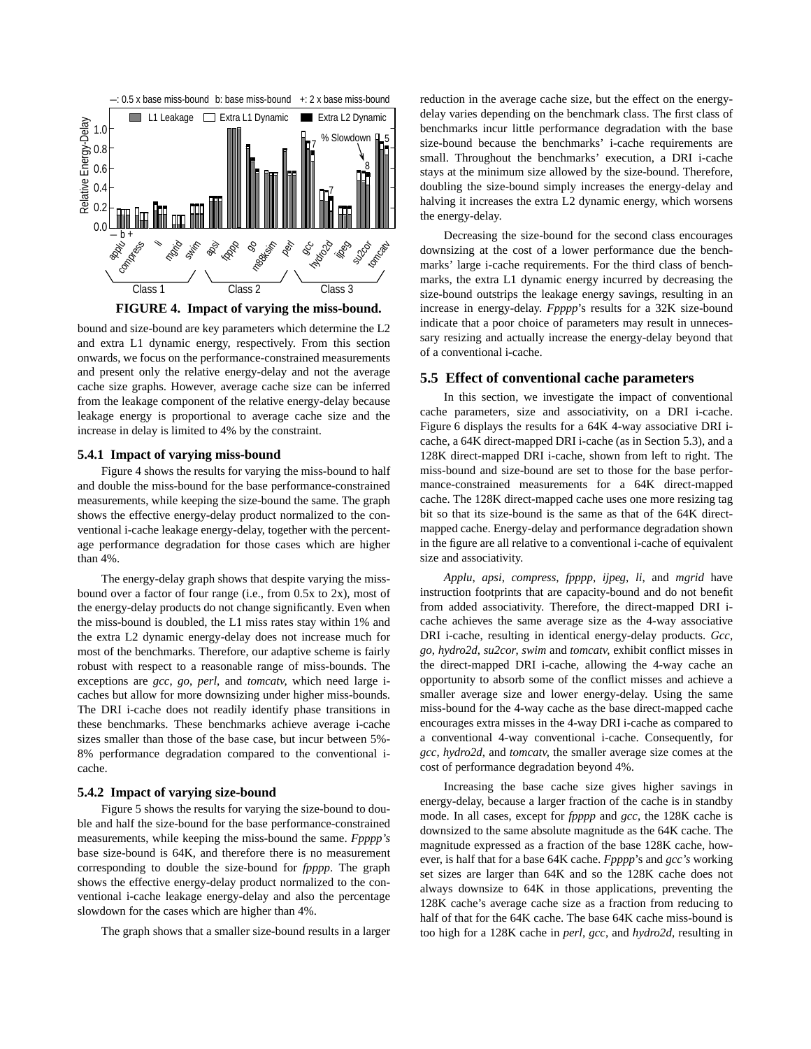**FIGURE 4. Impact of varying the miss-bound.**

bound and size-bound are key parameters which determine the L2 and extra L1 dynamic energy, respectively. From this section onwards, we focus on the performance-constrained measurements and present only the relative energy-delay and not the average cache size graphs. However, average cache size can be inferred from the leakage component of the relative energy-delay because leakage energy is proportional to average cache size and the increase in delay is limited to 4% by the constraint.

### 5.4.1 Impact of varying miss-bound

Figure 4 shows the results for varying the miss-bound to half and double the miss-bound for the base performance-constrained measurements, while keeping the size-bound the same. The graph shows the effective energy-delay product normalized to the conventional i-cache leakage energy-delay, together with the percentage performance degradation for those cases which are higher than 4%.

The energy-delay graph shows that despite varying the miss-bound over a factor of four range (i.e., from 0.5x to 2x), most of the energy-delay products do not change significantly. Even when the miss-bound is doubled, the L1 miss rates stay within 1% and the extra L2 dynamic energy-delay does not increase much for most of the benchmarks. Therefore, our adaptive scheme is fairly robust with respect to a reasonable range of miss-bounds. The exceptions are *gcc*, *go*, *perl*, and *tomcatv*, which need large i-caches but allow for more downsizing under higher miss-bounds. The DRI i-cache does not readily identify phase transitions in these benchmarks. These benchmarks achieve average i-cache sizes smaller than those of the base case, but incur between 5%-8% performance degradation compared to the conventional i-cache.

### 5.4.2 Impact of varying size-bound

Figure 5 shows the results for varying the size-bound to double and half the size-bound for the base performance-constrained measurements, while keeping the miss-bound the same. *Fpppp's* base size-bound is 64K, and therefore there is no measurement corresponding to double the size-bound for *fpppp*. The graph shows the effective energy-delay product normalized to the conventional i-cache leakage energy-delay and also the percentage slowdown for the cases which are higher than 4%.

The graph shows that a smaller size-bound results in a larger reduction in the average cache size, but the effect on the energy-delay varies depending on the benchmark class. The first class of benchmarks incur little performance degradation with the base size-bound because the benchmarks' i-cache requirements are small. Throughout the benchmarks' execution, a DRI i-cache stays at the minimum size allowed by the size-bound. Therefore, doubling the size-bound simply increases the energy-delay and halving it increases the extra L2 dynamic energy, which worsens the energy-delay.

Decreasing the size-bound for the second class encourages downsizing at the cost of a lower performance due the benchmarks' large i-cache requirements. For the third class of benchmarks, the extra L1 dynamic energy incurred by decreasing the size-bound outstrips the leakage energy savings, resulting in an increase in energy-delay. *Fpppp*'s results for a 32K size-bound indicate that a poor choice of parameters may result in unnecessary resizing and actually increase the energy-delay beyond that of a conventional i-cache.

## 5.5 Effect of conventional cache parameters

In this section, we investigate the impact of conventional cache parameters, size and associativity, on a DRI i-cache. Figure 6 displays the results for a 64K 4-way associative DRI i-cache, a 64K direct-mapped DRI i-cache (as in Section 5.3), and a 128K direct-mapped DRI i-cache, shown from left to right. The miss-bound and size-bound are set to those for the base performance-constrained measurements for a 64K direct-mapped cache. The 128K direct-mapped cache uses one more resizing tag bit so that its size-bound is the same as that of the 64K direct-mapped cache. Energy-delay and performance degradation shown in the figure are all relative to a conventional i-cache of equivalent size and associativity.

*Applu*, *apsi*, *compress*, *fpppp*, *ijpeg*, *li*, and *mgrid* have instruction footprints that are capacity-bound and do not benefit from added associativity. Therefore, the direct-mapped DRI i-cache achieves the same average size as the 4-way associative DRI i-cache, resulting in identical energy-delay products. *Gcc*, *go*, *hydro2d*, *su2cor*, *swim* and *tomcatv*, exhibit conflict misses in the direct-mapped DRI i-cache, allowing the 4-way cache an opportunity to absorb some of the conflict misses and achieve a smaller average size and lower energy-delay. Using the same miss-bound for the 4-way cache as the base direct-mapped cache encourages extra misses in the 4-way DRI i-cache as compared to a conventional 4-way conventional i-cache. Consequently, for *gcc*, *hydro2d*, and *tomcatv*, the smaller average size comes at the cost of performance degradation beyond 4%.

Increasing the base cache size gives higher savings in energy-delay, because a larger fraction of the cache is in standby mode. In all cases, except for *fpppp* and *gcc*, the 128K cache is downsized to the same absolute magnitude as the 64K cache. The magnitude expressed as a fraction of the base 128K cache, however, is half that for a base 64K cache. *Fpppp*'s and *gcc's* working set sizes are larger than 64K and so the 128K cache does not always downsize to 64K in those applications, preventing the 128K cache's average cache size as a fraction from reducing to half of that for the 64K cache. The base 64K cache miss-bound is too high for a 128K cache in *perl*, *gcc*, and *hydro2d*, resulting in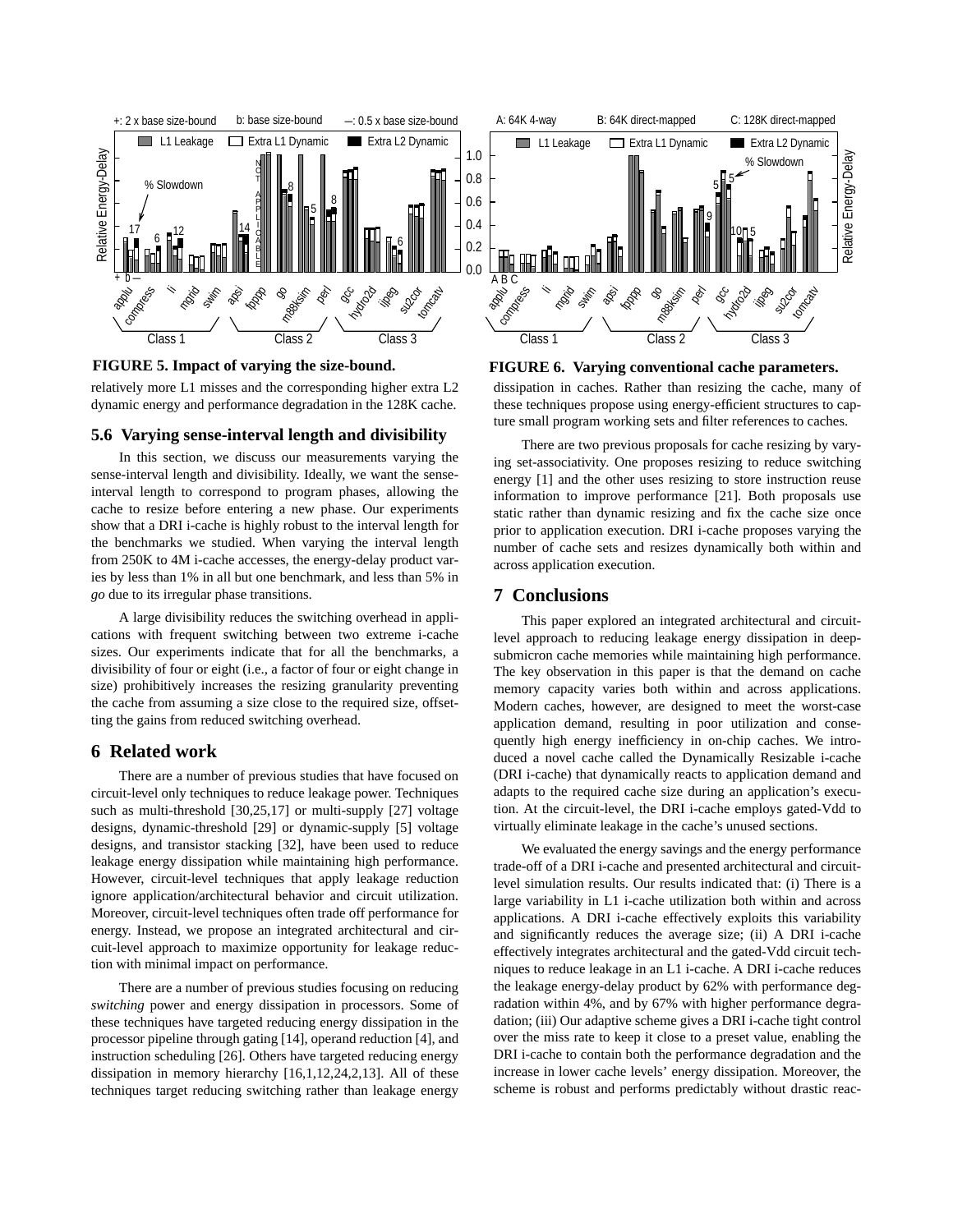**FIGURE 5. Impact of varying the size-bound.**

**FIGURE 6. Varying conventional cache parameters.**

relatively more L1 misses and the corresponding higher extra L2 dynamic energy and performance degradation in the 128K cache.

### 5.6 Varying sense-interval length and divisibility

In this section, we discuss our measurements varying the sense-interval length and divisibility. Ideally, we want the sense-interval length to correspond to program phases, allowing the cache to resize before entering a new phase. Our experiments show that a DRI i-cache is highly robust to the interval length for the benchmarks we studied. When varying the interval length from 250K to 4M i-cache accesses, the energy-delay product varies by less than 1% in all but one benchmark, and less than 5% in *go* due to its irregular phase transitions.

A large divisibility reduces the switching overhead in applications with frequent switching between two extreme i-cache sizes. Our experiments indicate that for all the benchmarks, a divisibility of four or eight (i.e., a factor of four or eight change in size) prohibitively increases the resizing granularity preventing the cache from assuming a size close to the required size, offsetting the gains from reduced switching overhead.

## 6 Related work

There are a number of previous studies that have focused on circuit-level only techniques to reduce leakage power. Techniques such as multi-threshold [30,25,17] or multi-supply [27] voltage designs, dynamic-threshold [29] or dynamic-supply [5] voltage designs, and transistor stacking [32], have been used to reduce leakage energy dissipation while maintaining high performance. However, circuit-level techniques that apply leakage reduction ignore application/architectural behavior and circuit utilization. Moreover, circuit-level techniques often trade off performance for energy. Instead, we propose an integrated architectural and circuit-level approach to maximize opportunity for leakage reduction with minimal impact on performance.

There are a number of previous studies focusing on reducing *switching* power and energy dissipation in processors. Some of these techniques have targeted reducing energy dissipation in the processor pipeline through gating [14], operand reduction [4], and instruction scheduling [26]. Others have targeted reducing energy dissipation in memory hierarchy [16,1,12,24,2,13]. All of these techniques target reducing switching rather than leakage energy dissipation in caches. Rather than resizing the cache, many of these techniques propose using energy-efficient structures to capture small program working sets and filter references to caches.

There are two previous proposals for cache resizing by varying set-associativity. One proposes resizing to reduce switching energy [1] and the other uses resizing to store instruction reuse information to improve performance [21]. Both proposals use static rather than dynamic resizing and fix the cache size once prior to application execution. DRI i-cache proposes varying the number of cache sets and resizes dynamically both within and across application execution.

## 7 Conclusions

This paper explored an integrated architectural and circuit-level approach to reducing leakage energy dissipation in deep-submicron cache memories while maintaining high performance. The key observation in this paper is that the demand on cache memory capacity varies both within and across applications. Modern caches, however, are designed to meet the worst-case application demand, resulting in poor utilization and consequently high energy inefficiency in on-chip caches. We introduced a novel cache called the Dynamically Resizable i-cache (DRI i-cache) that dynamically reacts to application demand and adapts to the required cache size during an application's execution. At the circuit-level, the DRI i-cache employs gated-Vdd to virtually eliminate leakage in the cache's unused sections.

We evaluated the energy savings and the energy performance trade-off of a DRI i-cache and presented architectural and circuit-level simulation results. Our results indicated that: (i) There is a large variability in L1 i-cache utilization both within and across applications. A DRI i-cache effectively exploits this variability and significantly reduces the average size; (ii) A DRI i-cache effectively integrates architectural and the gated-Vdd circuit techniques to reduce leakage in an L1 i-cache. A DRI i-cache reduces the leakage energy-delay product by 62% with performance degradation within 4%, and by 67% with higher performance degradation; (iii) Our adaptive scheme gives a DRI i-cache tight control over the miss rate to keep it close to a preset value, enabling the DRI i-cache to contain both the performance degradation and the increase in lower cache levels' energy dissipation. Moreover, the scheme is robust and performs predictably without drastic reac-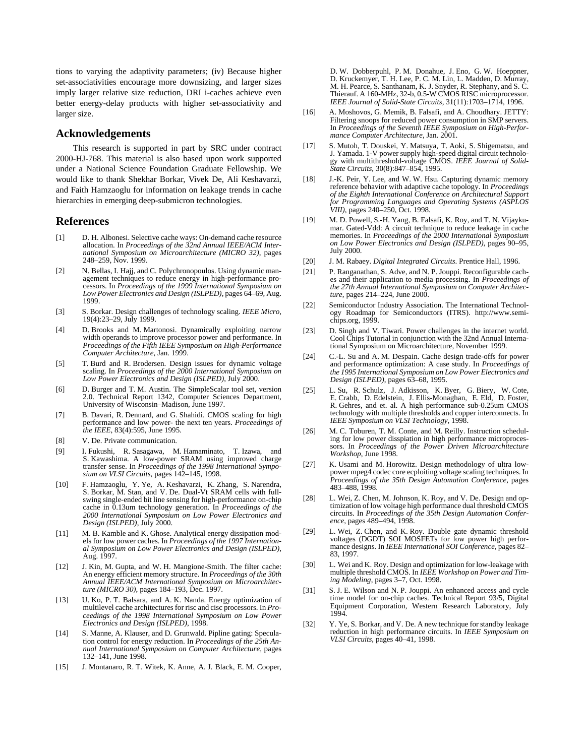tions to varying the adaptivity parameters; (iv) Because higher set-associativities encourage more downsizing, and larger sizes imply larger relative size reduction, DRI i-caches achieve even better energy-delay products with higher set-associativity and larger size.

## Acknowledgements

This research is supported in part by SRC under contract 2000-HJ-768. This material is also based upon work supported under a National Science Foundation Graduate Fellowship. We would like to thank Shekhar Borkar, Vivek De, Ali Keshavarzi, and Faith Hamzaoglu for information on leakage trends in cache hierarchies in emerging deep-submicron technologies.

## References

[1] D. H. Albonesi. Selective cache ways: On-demand cache resource allocation. In *Proceedings of the 32nd Annual IEEE/ACM International Symposium on Microarchitecture (MICRO 32)*, pages 248–259, Nov. 1999.

[2] N. Bellas, I. Hajj, and C. Polychronopoulos. Using dynamic management techniques to reduce energy in high-performance processors. In *Proceedings of the 1999 International Symposium on Low Power Electronics and Design (ISLPED)*, pages 64–69, Aug. 1999.

[3] S. Borkar. Design challenges of technology scaling. *IEEE Micro*, 19(4):23–29, July 1999.

[4] D. Brooks and M. Martonosi. Dynamically exploiting narrow width operands to improve processor power and performance. In *Proceedings of the Fifth IEEE Symposium on High-Performance Computer Architecture*, Jan. 1999.

[5] T. Burd and R. Brodersen. Design issues for dynamic voltage scaling. In *Proceedings of the 2000 International Symposium on Low Power Electronics and Design (ISLPED)*, July 2000.

[6] D. Burger and T. M. Austin. The SimpleScalar tool set, version 2.0. Technical Report 1342, Computer Sciences Department, University of Wisconsin–Madison, June 1997.

[7] B. Davari, R. Dennard, and G. Shahidi. CMOS scaling for high performance and low power- the next ten years. *Proceedings of the IEEE*, 83(4):595, June 1995.

[8] V. De. Private communication.

[9] I. Fukushi, R. Sasagawa, M. Hamaminato, T. Izawa, and S. Kawashima. A low-power SRAM using improved charge transfer sense. In *Proceedings of the 1998 International Symposium on VLSI Circuits*, pages 142–145, 1998.

[10] F. Hamzaoglu, Y. Ye, A. Keshavarzi, K. Zhang, S. Narendra, S. Borkar, M. Stan, and V. De. Dual-Vt SRAM cells with full-swing single-ended bit line sensing for high-performance on-chip cache in 0.13um technology generation. In *Proceedings of the 2000 International Symposium on Low Power Electronics and Design (ISLPED)*, July 2000.

[11] M. B. Kamble and K. Ghose. Analytical energy dissipation models for low power caches. In *Proceedings of the 1997 International Symposium on Low Power Electronics and Design (ISLPED)*, Aug. 1997.

[12] J. Kin, M. Gupta, and W. H. Mangione-Smith. The filter cache: An energy efficient memory structure. In *Proceedings of the 30th Annual IEEE/ACM International Symposium on Microarchitecture (MICRO 30)*, pages 184–193, Dec. 1997.

[13] U. Ko, P. T. Balsara, and A. K. Nanda. Energy optimization of multilevel cache architectures for risc and cisc processors. In *Proceedings of the 1998 International Symposium on Low Power Electronics and Design (ISLPED)*, 1998.

[14] S. Manne, A. Klauser, and D. Grunwald. Pipline gating: Speculation control for energy reduction. In *Proceedings of the 25th Annual International Symposium on Computer Architecture*, pages 132–141, June 1998.

[15] J. Montanaro, R. T. Witek, K. Anne, A. J. Black, E. M. Cooper, D. W. Dobberpuhl, P. M. Donahue, J. Eno, G. W. Hoeppner, D. Kruckemyer, T. H. Lee, P. C. M. Lin, L. Madden, D. Murray, M. H. Pearce, S. Santhanam, K. J. Snyder, R. Stephany, and S. C. Thierauf. A 160-MHz, 32-b, 0.5-W CMOS RISC microprocessor. *IEEE Journal of Solid-State Circuits*, 31(11):1703–1714, 1996.

[16] A. Moshovos, G. Memik, B. Falsafi, and A. Choudhary. JETTY: Filtering snoops for reduced power consumption in SMP servers. In *Proceedings of the Seventh IEEE Symposium on High-Performance Computer Architecture*, Jan. 2001.

[17] S. Mutoh, T. Douskei, Y. Matsuya, T. Aoki, S. Shigematsu, and J. Yamada. 1-V power supply high-speed digital circuit technology with multithreshold-voltage CMOS. *IEEE Journal of Solid-State Circuits*, 30(8):847–854, 1995.

[18] J.-K. Peir, Y. Lee, and W. W. Hsu. Capturing dynamic memory reference behavior with adaptive cache topology. In *Proceedings of the Eighth International Conference on Architectural Support for Programming Languages and Operating Systems (ASPLOS VIII)*, pages 240–250, Oct. 1998.

[19] M. D. Powell, S.-H. Yang, B. Falsafi, K. Roy, and T. N. Vijaykumar. Gated-Vdd: A circuit technique to reduce leakage in cache memories. In *Proceedings of the 2000 International Symposium on Low Power Electronics and Design (ISLPED)*, pages 90–95, July 2000.

[20] J. M. Rabaey. *Digital Integrated Circuits*. Prentice Hall, 1996.

[21] P. Ranganathan, S. Adve, and N. P. Jouppi. Reconfigurable caches and their application to media processing. In *Proceedings of the 27th Annual International Symposium on Computer Architecture*, pages 214–224, June 2000.

[22] Semiconductor Industry Association. The International Technology Roadmap for Semiconductors (ITRS). http://www.semichips.org, 1999.

[23] D. Singh and V. Tiwari. Power challenges in the internet world. Cool Chips Tutorial in conjunction with the 32nd Annual International Symposium on Microarchitecture, November 1999.

[24] C.-L. Su and A. M. Despain. Cache design trade-offs for power and performance optimization: A case study. In *Proceedings of the 1995 International Symposium on Low Power Electronics and Design (ISLPED)*, pages 63–68, 1995.

[25] L. Su, R. Schulz, J. Adkisson, K. Byer, G. Biery, W. Cote, E. Crabb, D. Edelstein, J. Ellis-Monaghan, E. Eld, D. Foster, R. Gehres, and et. al. A high performance sub-0.25um CMOS technology with multiple thresholds and copper interconnects. In *IEEE Symposium on VLSI Technology*, 1998.

[26] M. C. Toburen, T. M. Conte, and M. Reilly. Instruction scheduling for low power disspiation in high performance microprocessors. In *Proceedings of the Power Driven Microarchitecture Workshop*, June 1998.

[27] K. Usami and M. Horowitz. Design methodology of ultra low-power mpeg4 codec core ecploiting voltage scaling techniques. In *Proceedings of the 35th Design Automation Conference*, pages 483–488, 1998.

[28] L. Wei, Z. Chen, M. Johnson, K. Roy, and V. De. Design and optimization of low voltage high performance dual threshold CMOS circuits. In *Proceedings of the 35th Design Automation Conference*, pages 489–494, 1998.

[29] L. Wei, Z. Chen, and K. Roy. Double gate dynamic threshold voltages (DGDT) SOI MOSFETs for low power high performance designs. In *IEEE International SOI Conference*, pages 82–83, 1997.

[30] L. Wei and K. Roy. Design and optimization for low-leakage with multiple threshold CMOS. In *IEEE Workshop on Power and Timing Modeling*, pages 3–7, Oct. 1998.

[31] S. J. E. Wilson and N. P. Jouppi. An enhanced access and cycle time model for on-chip caches. Technical Report 93/5, Digital Equipment Corporation, Western Research Laboratory, July 1994.

[32] Y. Ye, S. Borkar, and V. De. A new technique for standby leakage reduction in high performance circuits. In *IEEE Symposium on VLSI Circuits*, pages 40–41, 1998.